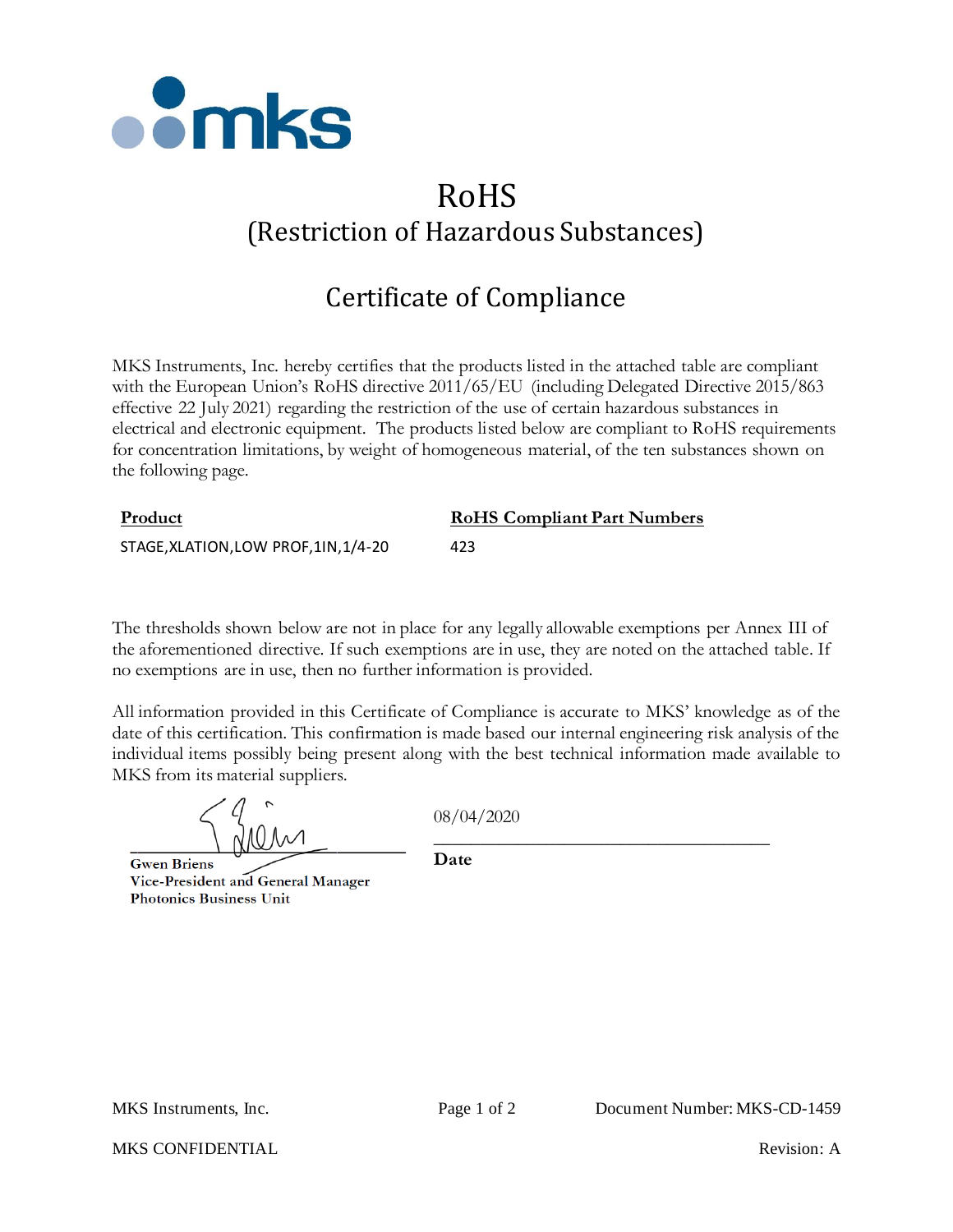# RoHS

## (Restriction of Hazardous Substances)

## Certificate of Compliance

MKS Instruments, Inc. hereby certifies that the products listed in the attached table are compliant with the European Union's RoHS directive 2011/65/EU (including Delegated Directive 2015/863 effective 22 July 2021) regarding the restriction of the use of certain hazardous substances in electrical and electronic equipment. The products listed below are compliant to RoHS requirements for concentration limitations, by weight of homogeneous material, of the ten substances shown on the following page.

| **Product** | **RoHS Compliant Part Numbers** |
|---|---|
| STAGE,XLATION,LOW PROF,1IN,1/4-20 | 423 |

The thresholds shown below are not in place for any legally allowable exemptions per Annex III of the aforementioned directive. If such exemptions are in use, they are noted on the attached table. If no exemptions are in use, then no further information is provided.

All information provided in this Certificate of Compliance is accurate to MKS' knowledge as of the date of this certification. This confirmation is made based our internal engineering risk analysis of the individual items possibly being present along with the best technical information made available to MKS from its material suppliers.

**Gwen Briens**
**Vice-President and General Manager**
**Photonics Business Unit**

08/04/2020

**Date**

MKS Instruments, Inc. | Document Number: MKS-CD-1459

MKS CONFIDENTIAL | Revision: A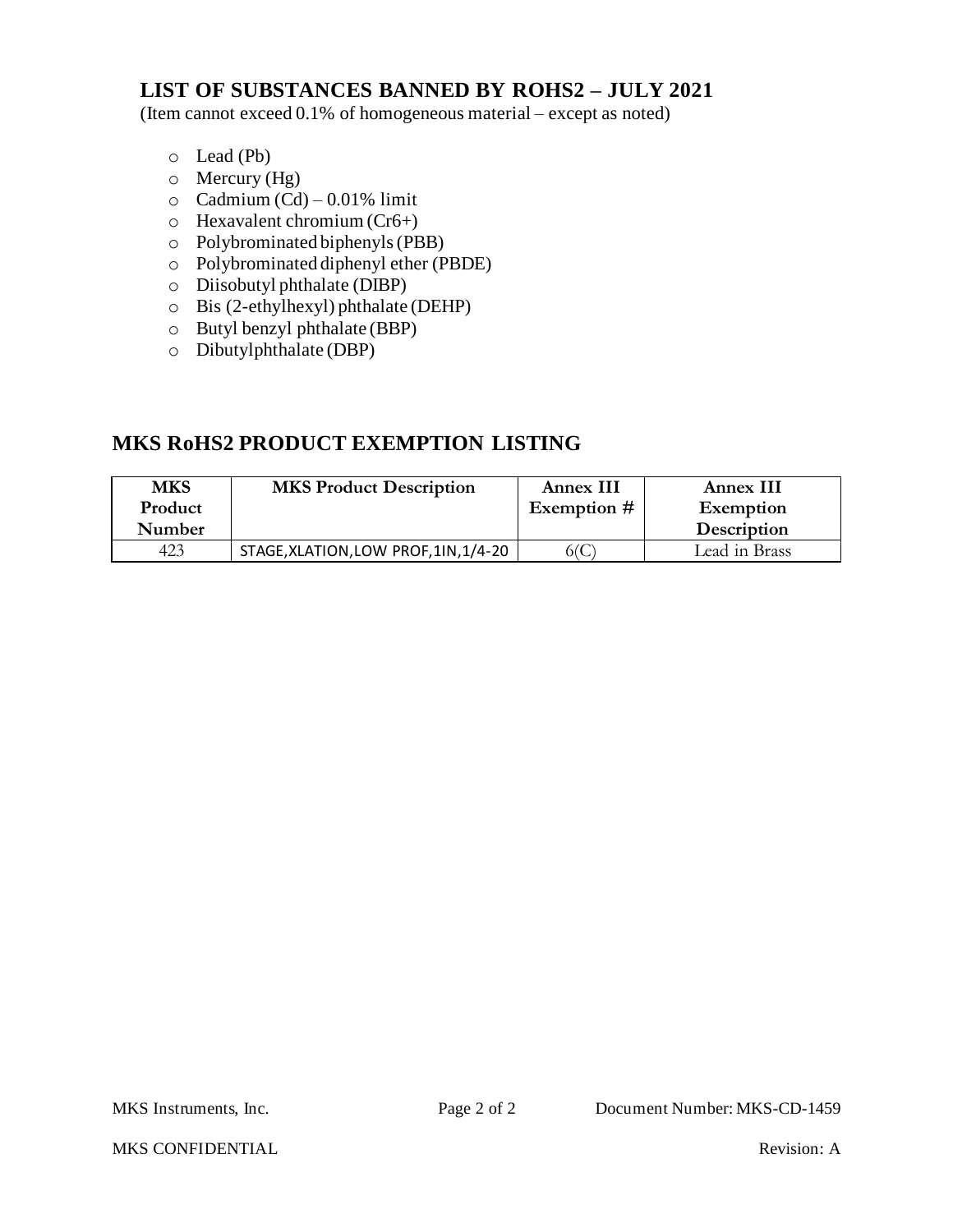## LIST OF SUBSTANCES BANNED BY ROHS2 – JULY 2021

(Item cannot exceed 0.1% of homogeneous material – except as noted)

- Lead (Pb)
- Mercury (Hg)
- Cadmium (Cd) – 0.01% limit
- Hexavalent chromium ($Cr^{6+}$)
- Polybrominated biphenyls (PBB)
- Polybrominated diphenyl ether (PBDE)
- Diisobutyl phthalate (DIBP)
- Bis (2-ethylhexyl) phthalate (DEHP)
- Butyl benzyl phthalate (BBP)
- Dibutylphthalate (DBP)

## MKS RoHS2 PRODUCT EXEMPTION LISTING

| MKS Product Number | MKS Product Description | Annex III Exemption # | Annex III Exemption Description |
|---|---|---|---|
| 423 | STAGE,XLATION,LOW PROF,1IN,1/4-20 | 6(C) | Lead in Brass |

MKS CONFIDENTIAL

Document Number: MKS-CD-1459

Revision: A